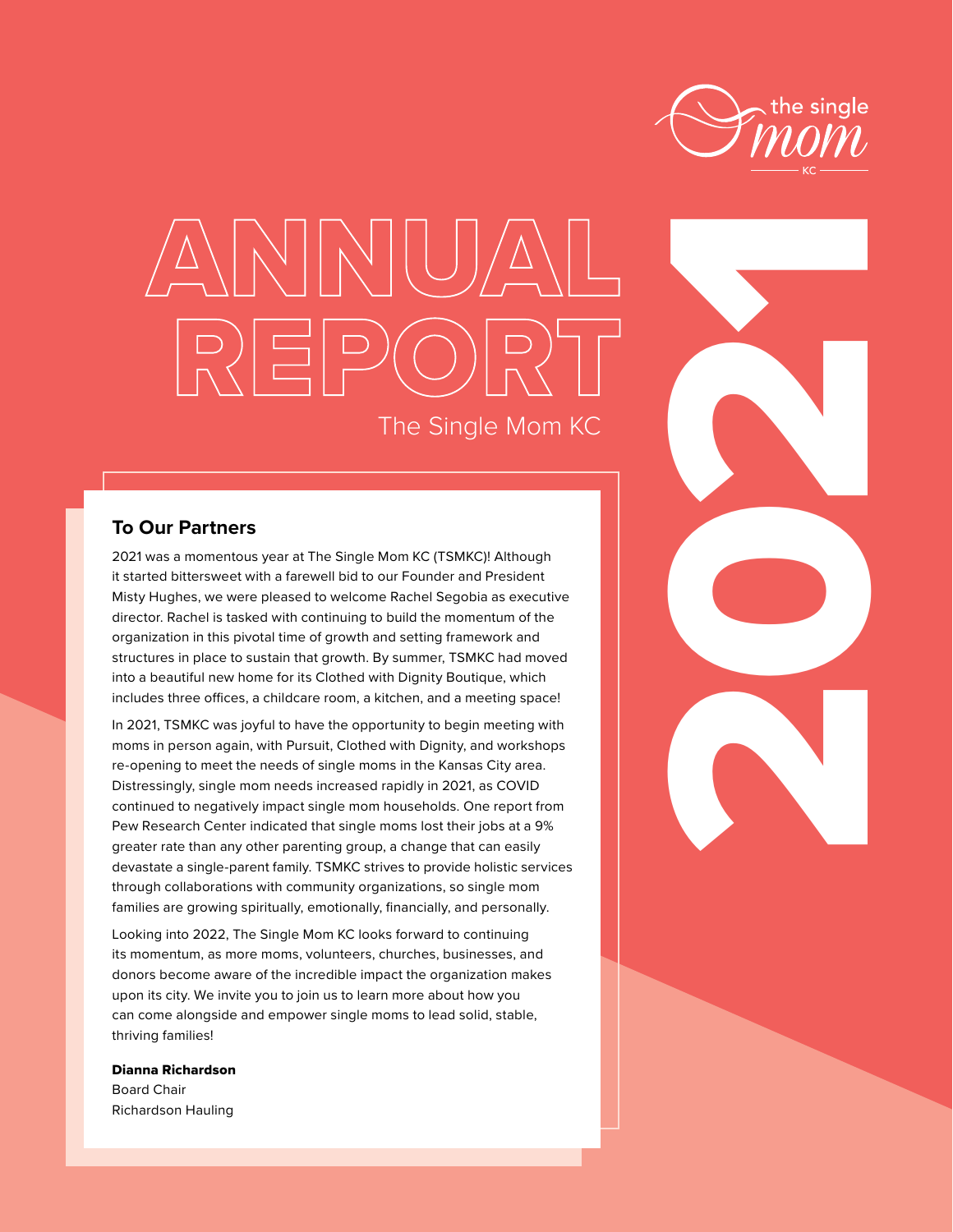the single mom KC

# ANNUAL REPORT 2021

The Single Mom KC

## To Our Partners

2021 was a momentous year at The Single Mom KC (TSMKC)! Although it started bittersweet with a farewell bid to our Founder and President Misty Hughes, we were pleased to welcome Rachel Segobia as executive director. Rachel is tasked with continuing to build the momentum of the organization in this pivotal time of growth and setting framework and structures in place to sustain that growth. By summer, TSMKC had moved into a beautiful new home for its Clothed with Dignity Boutique, which includes three offices, a childcare room, a kitchen, and a meeting space!

In 2021, TSMKC was joyful to have the opportunity to begin meeting with moms in person again, with Pursuit, Clothed with Dignity, and workshops re-opening to meet the needs of single moms in the Kansas City area. Distressingly, single mom needs increased rapidly in 2021, as COVID continued to negatively impact single mom households. One report from Pew Research Center indicated that single moms lost their jobs at a 9% greater rate than any other parenting group, a change that can easily devastate a single-parent family. TSMKC strives to provide holistic services through collaborations with community organizations, so single mom families are growing spiritually, emotionally, financially, and personally.

Looking into 2022, The Single Mom KC looks forward to continuing its momentum, as more moms, volunteers, churches, businesses, and donors become aware of the incredible impact the organization makes upon its city. We invite you to join us to learn more about how you can come alongside and empower single moms to lead solid, stable, thriving families!

**Dianna Richardson**
Board Chair
Richardson Hauling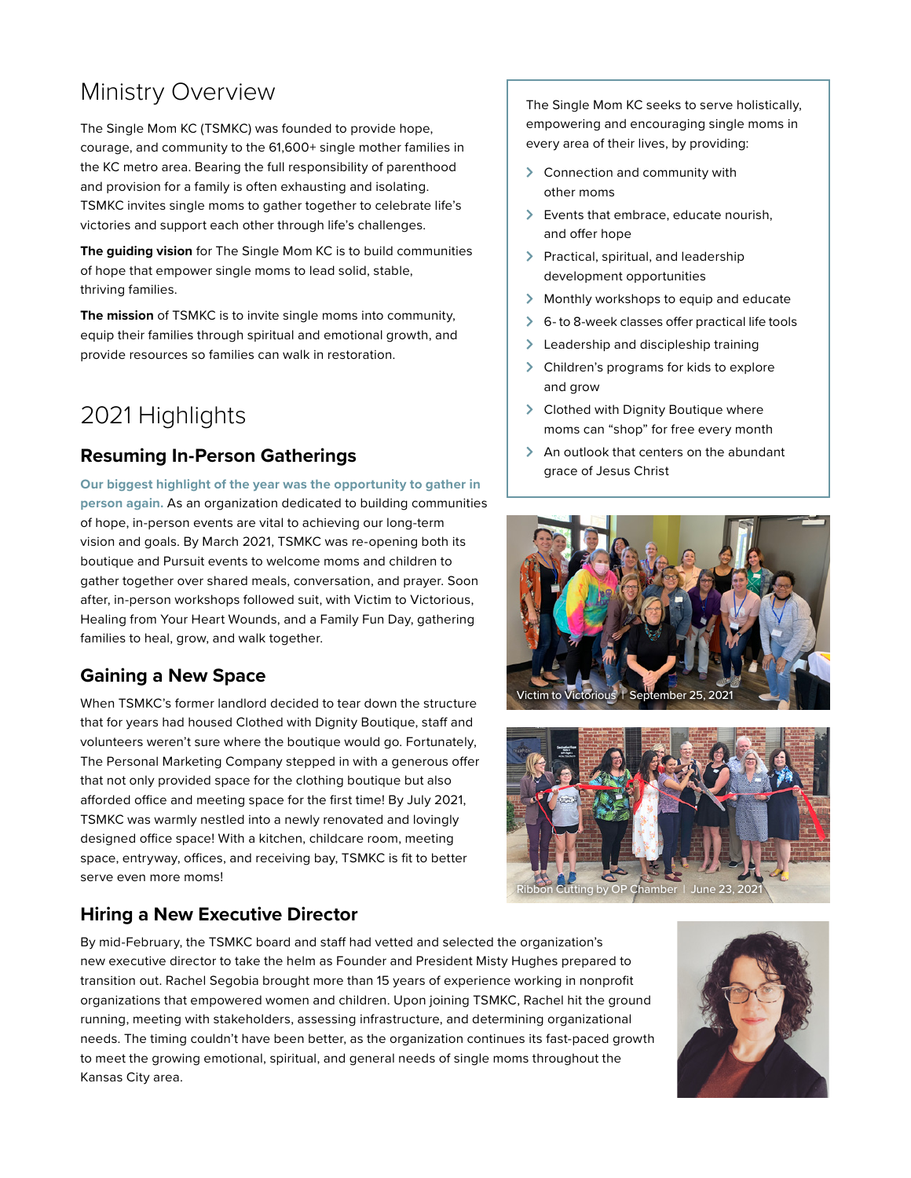# Ministry Overview

The Single Mom KC (TSMKC) was founded to provide hope, courage, and community to the 61,600+ single mother families in the KC metro area. Bearing the full responsibility of parenthood and provision for a family is often exhausting and isolating. TSMKC invites single moms to gather together to celebrate life's victories and support each other through life's challenges.

**The guiding vision** for The Single Mom KC is to build communities of hope that empower single moms to lead solid, stable, thriving families.

**The mission** of TSMKC is to invite single moms into community, equip their families through spiritual and emotional growth, and provide resources so families can walk in restoration.

The Single Mom KC seeks to serve holistically, empowering and encouraging single moms in every area of their lives, by providing:

- Connection and community with other moms
- Events that embrace, educate nourish, and offer hope
- Practical, spiritual, and leadership development opportunities
- Monthly workshops to equip and educate
- 6- to 8-week classes offer practical life tools
- Leadership and discipleship training
- Children's programs for kids to explore and grow
- Clothed with Dignity Boutique where moms can "shop" for free every month
- An outlook that centers on the abundant grace of Jesus Christ

# 2021 Highlights

## Resuming In-Person Gatherings

**Our biggest highlight of the year was the opportunity to gather in person again.** As an organization dedicated to building communities of hope, in-person events are vital to achieving our long-term vision and goals. By March 2021, TSMKC was re-opening both its boutique and Pursuit events to welcome moms and children to gather together over shared meals, conversation, and prayer. Soon after, in-person workshops followed suit, with Victim to Victorious, Healing from Your Heart Wounds, and a Family Fun Day, gathering families to heal, grow, and walk together.

Victim to Victorious | September 25, 2021

## Gaining a New Space

When TSMKC's former landlord decided to tear down the structure that for years had housed Clothed with Dignity Boutique, staff and volunteers weren't sure where the boutique would go. Fortunately, The Personal Marketing Company stepped in with a generous offer that not only provided space for the clothing boutique but also afforded office and meeting space for the first time! By July 2021, TSMKC was warmly nestled into a newly renovated and lovingly designed office space! With a kitchen, childcare room, meeting space, entryway, offices, and receiving bay, TSMKC is fit to better serve even more moms!

Ribbon Cutting by OP Chamber | June 23, 2021

## Hiring a New Executive Director

By mid-February, the TSMKC board and staff had vetted and selected the organization's new executive director to take the helm as Founder and President Misty Hughes prepared to transition out. Rachel Segobia brought more than 15 years of experience working in nonprofit organizations that empowered women and children. Upon joining TSMKC, Rachel hit the ground running, meeting with stakeholders, assessing infrastructure, and determining organizational needs. The timing couldn't have been better, as the organization continues its fast-paced growth to meet the growing emotional, spiritual, and general needs of single moms throughout the Kansas City area.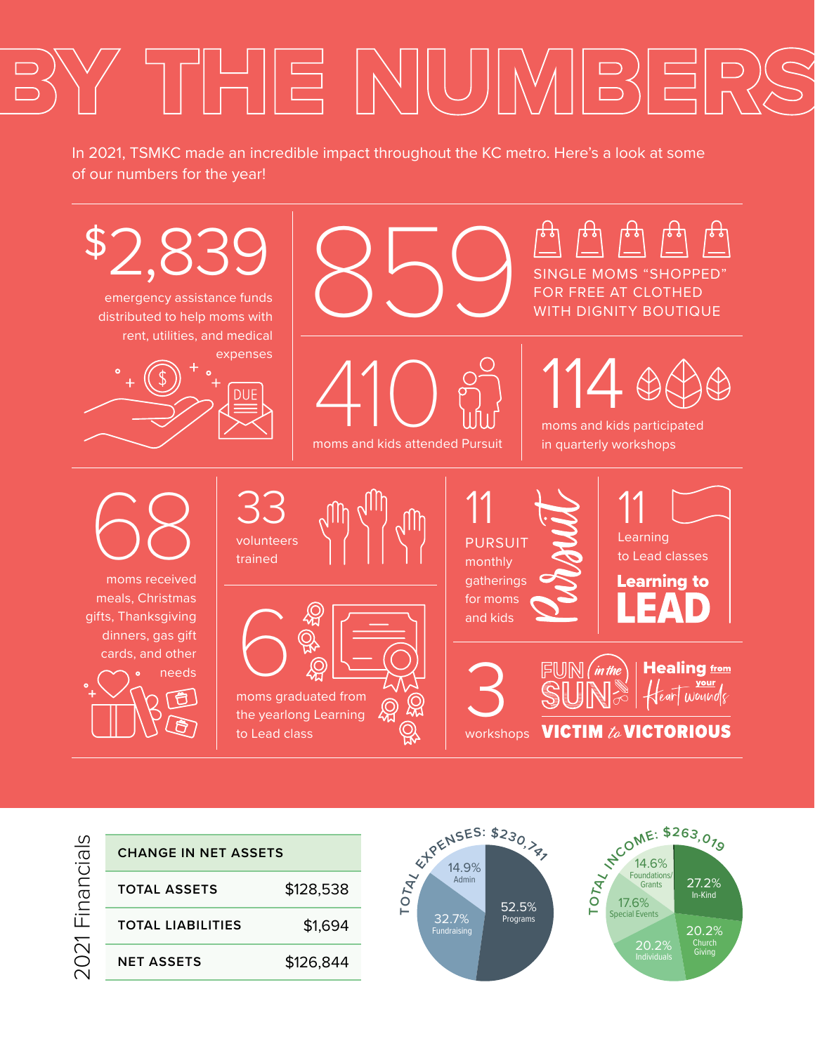# BY THE NUMBERS

In 2021, TSMKC made an incredible impact throughout the KC metro. Here's a look at some of our numbers for the year!

**$2,839** emergency assistance funds distributed to help moms with rent, utilities, and medical expenses

**859** SINGLE MOMS "SHOPPED" FOR FREE AT CLOTHED WITH DIGNITY BOUTIQUE

**410** moms and kids attended Pursuit

**114** moms and kids participated in quarterly workshops

**68** moms received meals, Christmas gifts, Thanksgiving dinners, gas gift cards, and other needs

**33** volunteers trained

**6** moms graduated from the yearlong Learning to Lead class

**11** PURSUIT monthly gatherings for moms and kids

**11** Learning to Lead classes

**3** workshops: Fun in the Sun, Healing from your Heart Wounds, Victim to Victorious

## 2021 Financials

| CHANGE IN NET ASSETS | |
|---|---|
| TOTAL ASSETS | $128,538 |
| TOTAL LIABILITIES | $1,694 |
| NET ASSETS | $126,844 |

**TOTAL EXPENSES: $230,741**

- 52.5% Programs
- 32.7% Fundraising
- 14.9% Admin

**TOTAL INCOME: $263,019**

- 27.2% In-Kind
- 20.2% Church Giving
- 20.2% Individuals
- 17.6% Special Events
- 14.6% Foundations/Grants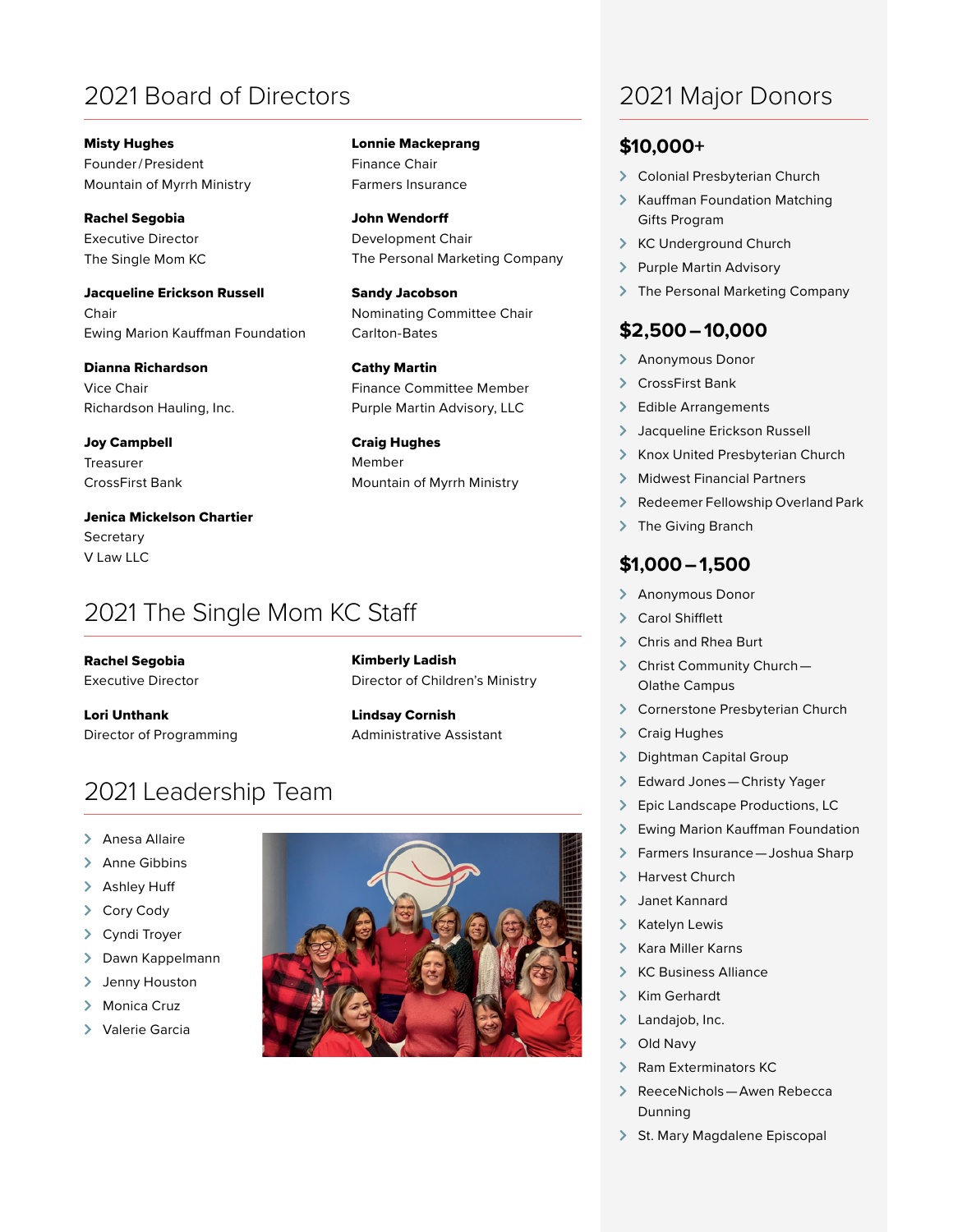## 2021 Board of Directors

**Misty Hughes**
Founder / President
Mountain of Myrrh Ministry

**Rachel Segobia**
Executive Director
The Single Mom KC

**Jacqueline Erickson Russell**
Chair
Ewing Marion Kauffman Foundation

**Dianna Richardson**
Vice Chair
Richardson Hauling, Inc.

**Joy Campbell**
Treasurer
CrossFirst Bank

**Jenica Mickelson Chartier**
Secretary
V Law LLC

**Lonnie Mackeprang**
Finance Chair
Farmers Insurance

**John Wendorff**
Development Chair
The Personal Marketing Company

**Sandy Jacobson**
Nominating Committee Chair
Carlton-Bates

**Cathy Martin**
Finance Committee Member
Purple Martin Advisory, LLC

**Craig Hughes**
Member
Mountain of Myrrh Ministry

## 2021 The Single Mom KC Staff

**Rachel Segobia**
Executive Director

**Lori Unthank**
Director of Programming

**Kimberly Ladish**
Director of Children's Ministry

**Lindsay Cornish**
Administrative Assistant

## 2021 Leadership Team

- Anesa Allaire
- Anne Gibbins
- Ashley Huff
- Cory Cody
- Cyndi Troyer
- Dawn Kappelmann
- Jenny Houston
- Monica Cruz
- Valerie Garcia

## 2021 Major Donors

### $10,000+

- Colonial Presbyterian Church
- Kauffman Foundation Matching Gifts Program
- KC Underground Church
- Purple Martin Advisory
- The Personal Marketing Company

### $2,500 – 10,000

- Anonymous Donor
- CrossFirst Bank
- Edible Arrangements
- Jacqueline Erickson Russell
- Knox United Presbyterian Church
- Midwest Financial Partners
- Redeemer Fellowship Overland Park
- The Giving Branch

### $1,000 – 1,500

- Anonymous Donor
- Carol Shifflett
- Chris and Rhea Burt
- Christ Community Church — Olathe Campus
- Cornerstone Presbyterian Church
- Craig Hughes
- Dightman Capital Group
- Edward Jones — Christy Yager
- Epic Landscape Productions, LC
- Ewing Marion Kauffman Foundation
- Farmers Insurance — Joshua Sharp
- Harvest Church
- Janet Kannard
- Katelyn Lewis
- Kara Miller Karns
- KC Business Alliance
- Kim Gerhardt
- Landajob, Inc.
- Old Navy
- Ram Exterminators KC
- ReeceNichols — Awen Rebecca Dunning
- St. Mary Magdalene Episcopal